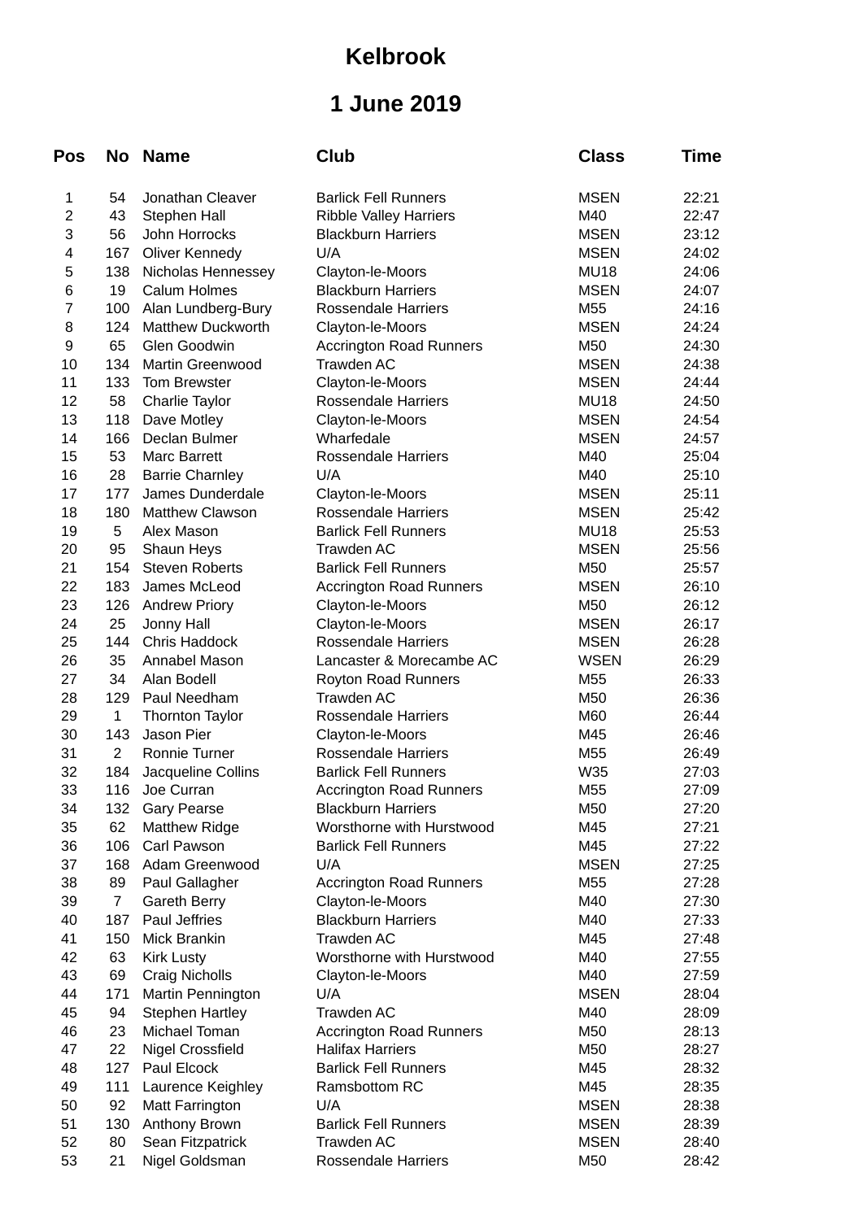# Kelbrook

## 1 June 2019

| Pos | No | Name | Club | Class | Time |
|---|---|---|---|---|---|
| 1 | 54 | Jonathan Cleaver | Barlick Fell Runners | MSEN | 22:21 |
| 2 | 43 | Stephen Hall | Ribble Valley Harriers | M40 | 22:47 |
| 3 | 56 | John Horrocks | Blackburn Harriers | MSEN | 23:12 |
| 4 | 167 | Oliver Kennedy | U/A | MSEN | 24:02 |
| 5 | 138 | Nicholas Hennessey | Clayton-le-Moors | MU18 | 24:06 |
| 6 | 19 | Calum Holmes | Blackburn Harriers | MSEN | 24:07 |
| 7 | 100 | Alan Lundberg-Bury | Rossendale Harriers | M55 | 24:16 |
| 8 | 124 | Matthew Duckworth | Clayton-le-Moors | MSEN | 24:24 |
| 9 | 65 | Glen Goodwin | Accrington Road Runners | M50 | 24:30 |
| 10 | 134 | Martin Greenwood | Trawden AC | MSEN | 24:38 |
| 11 | 133 | Tom Brewster | Clayton-le-Moors | MSEN | 24:44 |
| 12 | 58 | Charlie Taylor | Rossendale Harriers | MU18 | 24:50 |
| 13 | 118 | Dave Motley | Clayton-le-Moors | MSEN | 24:54 |
| 14 | 166 | Declan Bulmer | Wharfedale | MSEN | 24:57 |
| 15 | 53 | Marc Barrett | Rossendale Harriers | M40 | 25:04 |
| 16 | 28 | Barrie Charnley | U/A | M40 | 25:10 |
| 17 | 177 | James Dunderdale | Clayton-le-Moors | MSEN | 25:11 |
| 18 | 180 | Matthew Clawson | Rossendale Harriers | MSEN | 25:42 |
| 19 | 5 | Alex Mason | Barlick Fell Runners | MU18 | 25:53 |
| 20 | 95 | Shaun Heys | Trawden AC | MSEN | 25:56 |
| 21 | 154 | Steven Roberts | Barlick Fell Runners | M50 | 25:57 |
| 22 | 183 | James McLeod | Accrington Road Runners | MSEN | 26:10 |
| 23 | 126 | Andrew Priory | Clayton-le-Moors | M50 | 26:12 |
| 24 | 25 | Jonny Hall | Clayton-le-Moors | MSEN | 26:17 |
| 25 | 144 | Chris Haddock | Rossendale Harriers | MSEN | 26:28 |
| 26 | 35 | Annabel Mason | Lancaster & Morecambe AC | WSEN | 26:29 |
| 27 | 34 | Alan Bodell | Royton Road Runners | M55 | 26:33 |
| 28 | 129 | Paul Needham | Trawden AC | M50 | 26:36 |
| 29 | 1 | Thornton Taylor | Rossendale Harriers | M60 | 26:44 |
| 30 | 143 | Jason Pier | Clayton-le-Moors | M45 | 26:46 |
| 31 | 2 | Ronnie Turner | Rossendale Harriers | M55 | 26:49 |
| 32 | 184 | Jacqueline Collins | Barlick Fell Runners | W35 | 27:03 |
| 33 | 116 | Joe Curran | Accrington Road Runners | M55 | 27:09 |
| 34 | 132 | Gary Pearse | Blackburn Harriers | M50 | 27:20 |
| 35 | 62 | Matthew Ridge | Worsthorne with Hurstwood | M45 | 27:21 |
| 36 | 106 | Carl Pawson | Barlick Fell Runners | M45 | 27:22 |
| 37 | 168 | Adam Greenwood | U/A | MSEN | 27:25 |
| 38 | 89 | Paul Gallagher | Accrington Road Runners | M55 | 27:28 |
| 39 | 7 | Gareth Berry | Clayton-le-Moors | M40 | 27:30 |
| 40 | 187 | Paul Jeffries | Blackburn Harriers | M40 | 27:33 |
| 41 | 150 | Mick Brankin | Trawden AC | M45 | 27:48 |
| 42 | 63 | Kirk Lusty | Worsthorne with Hurstwood | M40 | 27:55 |
| 43 | 69 | Craig Nicholls | Clayton-le-Moors | M40 | 27:59 |
| 44 | 171 | Martin Pennington | U/A | MSEN | 28:04 |
| 45 | 94 | Stephen Hartley | Trawden AC | M40 | 28:09 |
| 46 | 23 | Michael Toman | Accrington Road Runners | M50 | 28:13 |
| 47 | 22 | Nigel Crossfield | Halifax Harriers | M50 | 28:27 |
| 48 | 127 | Paul Elcock | Barlick Fell Runners | M45 | 28:32 |
| 49 | 111 | Laurence Keighley | Ramsbottom RC | M45 | 28:35 |
| 50 | 92 | Matt Farrington | U/A | MSEN | 28:38 |
| 51 | 130 | Anthony Brown | Barlick Fell Runners | MSEN | 28:39 |
| 52 | 80 | Sean Fitzpatrick | Trawden AC | MSEN | 28:40 |
| 53 | 21 | Nigel Goldsman | Rossendale Harriers | M50 | 28:42 |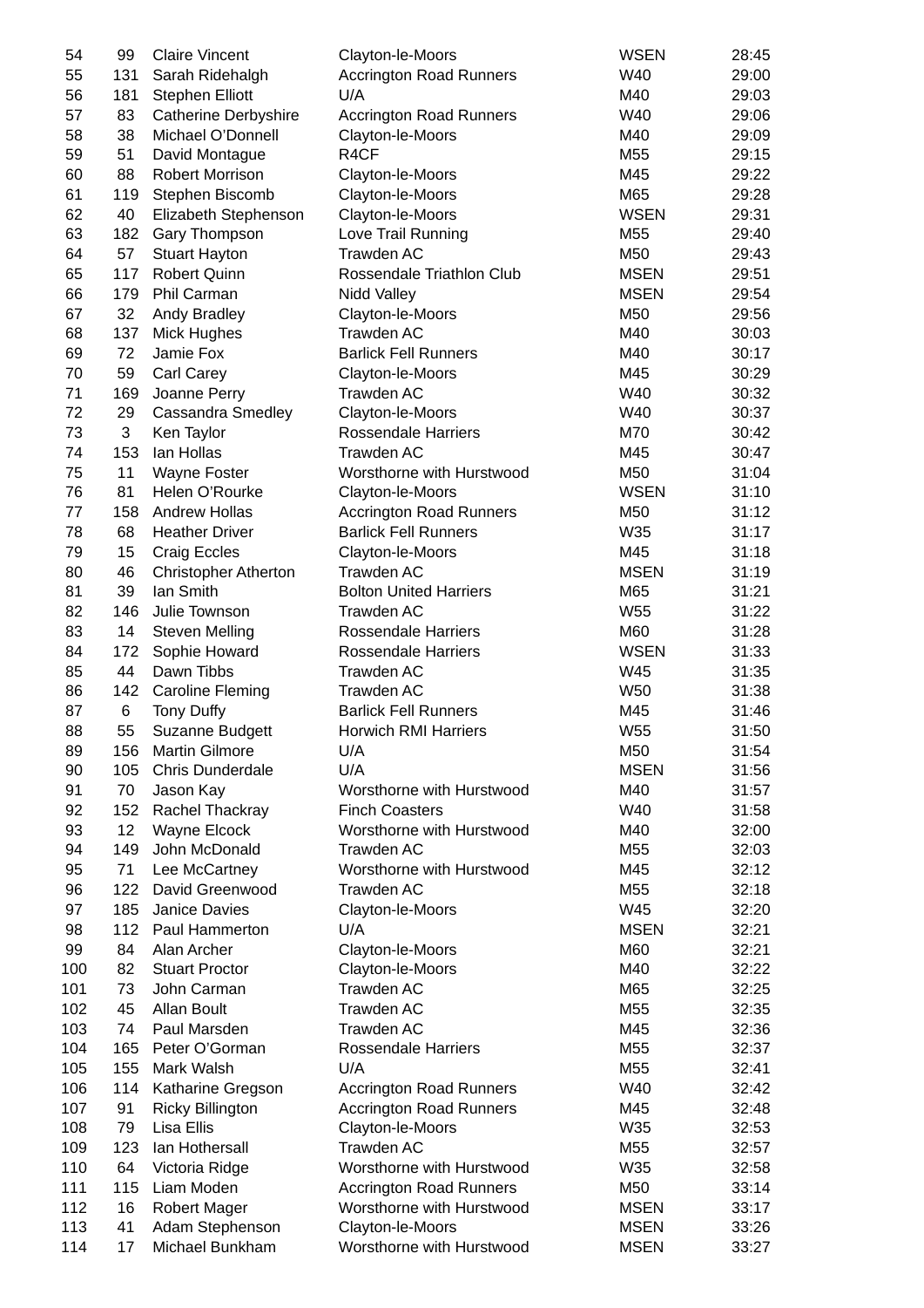| | | | | | |
|---|---|---|---|---|---|
| 54 | 99 | Claire Vincent | Clayton-le-Moors | WSEN | 28:45 |
| 55 | 131 | Sarah Ridehalgh | Accrington Road Runners | W40 | 29:00 |
| 56 | 181 | Stephen Elliott | U/A | M40 | 29:03 |
| 57 | 83 | Catherine Derbyshire | Accrington Road Runners | W40 | 29:06 |
| 58 | 38 | Michael O'Donnell | Clayton-le-Moors | M40 | 29:09 |
| 59 | 51 | David Montague | R4CF | M55 | 29:15 |
| 60 | 88 | Robert Morrison | Clayton-le-Moors | M45 | 29:22 |
| 61 | 119 | Stephen Biscomb | Clayton-le-Moors | M65 | 29:28 |
| 62 | 40 | Elizabeth Stephenson | Clayton-le-Moors | WSEN | 29:31 |
| 63 | 182 | Gary Thompson | Love Trail Running | M55 | 29:40 |
| 64 | 57 | Stuart Hayton | Trawden AC | M50 | 29:43 |
| 65 | 117 | Robert Quinn | Rossendale Triathlon Club | MSEN | 29:51 |
| 66 | 179 | Phil Carman | Nidd Valley | MSEN | 29:54 |
| 67 | 32 | Andy Bradley | Clayton-le-Moors | M50 | 29:56 |
| 68 | 137 | Mick Hughes | Trawden AC | M40 | 30:03 |
| 69 | 72 | Jamie Fox | Barlick Fell Runners | M40 | 30:17 |
| 70 | 59 | Carl Carey | Clayton-le-Moors | M45 | 30:29 |
| 71 | 169 | Joanne Perry | Trawden AC | W40 | 30:32 |
| 72 | 29 | Cassandra Smedley | Clayton-le-Moors | W40 | 30:37 |
| 73 | 3 | Ken Taylor | Rossendale Harriers | M70 | 30:42 |
| 74 | 153 | Ian Hollas | Trawden AC | M45 | 30:47 |
| 75 | 11 | Wayne Foster | Worsthorne with Hurstwood | M50 | 31:04 |
| 76 | 81 | Helen O'Rourke | Clayton-le-Moors | WSEN | 31:10 |
| 77 | 158 | Andrew Hollas | Accrington Road Runners | M50 | 31:12 |
| 78 | 68 | Heather Driver | Barlick Fell Runners | W35 | 31:17 |
| 79 | 15 | Craig Eccles | Clayton-le-Moors | M45 | 31:18 |
| 80 | 46 | Christopher Atherton | Trawden AC | MSEN | 31:19 |
| 81 | 39 | Ian Smith | Bolton United Harriers | M65 | 31:21 |
| 82 | 146 | Julie Townson | Trawden AC | W55 | 31:22 |
| 83 | 14 | Steven Melling | Rossendale Harriers | M60 | 31:28 |
| 84 | 172 | Sophie Howard | Rossendale Harriers | WSEN | 31:33 |
| 85 | 44 | Dawn Tibbs | Trawden AC | W45 | 31:35 |
| 86 | 142 | Caroline Fleming | Trawden AC | W50 | 31:38 |
| 87 | 6 | Tony Duffy | Barlick Fell Runners | M45 | 31:46 |
| 88 | 55 | Suzanne Budgett | Horwich RMI Harriers | W55 | 31:50 |
| 89 | 156 | Martin Gilmore | U/A | M50 | 31:54 |
| 90 | 105 | Chris Dunderdale | U/A | MSEN | 31:56 |
| 91 | 70 | Jason Kay | Worsthorne with Hurstwood | M40 | 31:57 |
| 92 | 152 | Rachel Thackray | Finch Coasters | W40 | 31:58 |
| 93 | 12 | Wayne Elcock | Worsthorne with Hurstwood | M40 | 32:00 |
| 94 | 149 | John McDonald | Trawden AC | M55 | 32:03 |
| 95 | 71 | Lee McCartney | Worsthorne with Hurstwood | M45 | 32:12 |
| 96 | 122 | David Greenwood | Trawden AC | M55 | 32:18 |
| 97 | 185 | Janice Davies | Clayton-le-Moors | W45 | 32:20 |
| 98 | 112 | Paul Hammerton | U/A | MSEN | 32:21 |
| 99 | 84 | Alan Archer | Clayton-le-Moors | M60 | 32:21 |
| 100 | 82 | Stuart Proctor | Clayton-le-Moors | M40 | 32:22 |
| 101 | 73 | John Carman | Trawden AC | M65 | 32:25 |
| 102 | 45 | Allan Boult | Trawden AC | M55 | 32:35 |
| 103 | 74 | Paul Marsden | Trawden AC | M45 | 32:36 |
| 104 | 165 | Peter O'Gorman | Rossendale Harriers | M55 | 32:37 |
| 105 | 155 | Mark Walsh | U/A | M55 | 32:41 |
| 106 | 114 | Katharine Gregson | Accrington Road Runners | W40 | 32:42 |
| 107 | 91 | Ricky Billington | Accrington Road Runners | M45 | 32:48 |
| 108 | 79 | Lisa Ellis | Clayton-le-Moors | W35 | 32:53 |
| 109 | 123 | Ian Hothersall | Trawden AC | M55 | 32:57 |
| 110 | 64 | Victoria Ridge | Worsthorne with Hurstwood | W35 | 32:58 |
| 111 | 115 | Liam Moden | Accrington Road Runners | M50 | 33:14 |
| 112 | 16 | Robert Mager | Worsthorne with Hurstwood | MSEN | 33:17 |
| 113 | 41 | Adam Stephenson | Clayton-le-Moors | MSEN | 33:26 |
| 114 | 17 | Michael Bunkham | Worsthorne with Hurstwood | MSEN | 33:27 |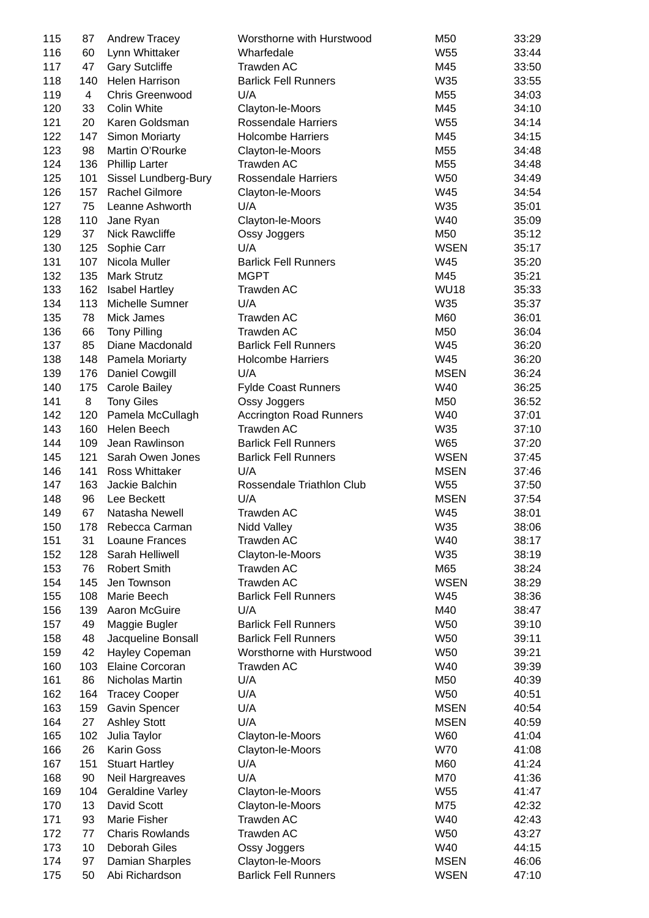| | | | | | |
|---|---|---|---|---|---|
| 115 | 87 | Andrew Tracey | Worsthorne with Hurstwood | M50 | 33:29 |
| 116 | 60 | Lynn Whittaker | Wharfedale | W55 | 33:44 |
| 117 | 47 | Gary Sutcliffe | Trawden AC | M45 | 33:50 |
| 118 | 140 | Helen Harrison | Barlick Fell Runners | W35 | 33:55 |
| 119 | 4 | Chris Greenwood | U/A | M55 | 34:03 |
| 120 | 33 | Colin White | Clayton-le-Moors | M45 | 34:10 |
| 121 | 20 | Karen Goldsman | Rossendale Harriers | W55 | 34:14 |
| 122 | 147 | Simon Moriarty | Holcombe Harriers | M45 | 34:15 |
| 123 | 98 | Martin O'Rourke | Clayton-le-Moors | M55 | 34:48 |
| 124 | 136 | Phillip Larter | Trawden AC | M55 | 34:48 |
| 125 | 101 | Sissel Lundberg-Bury | Rossendale Harriers | W50 | 34:49 |
| 126 | 157 | Rachel Gilmore | Clayton-le-Moors | W45 | 34:54 |
| 127 | 75 | Leanne Ashworth | U/A | W35 | 35:01 |
| 128 | 110 | Jane Ryan | Clayton-le-Moors | W40 | 35:09 |
| 129 | 37 | Nick Rawcliffe | Ossy Joggers | M50 | 35:12 |
| 130 | 125 | Sophie Carr | U/A | WSEN | 35:17 |
| 131 | 107 | Nicola Muller | Barlick Fell Runners | W45 | 35:20 |
| 132 | 135 | Mark Strutz | MGPT | M45 | 35:21 |
| 133 | 162 | Isabel Hartley | Trawden AC | WU18 | 35:33 |
| 134 | 113 | Michelle Sumner | U/A | W35 | 35:37 |
| 135 | 78 | Mick James | Trawden AC | M60 | 36:01 |
| 136 | 66 | Tony Pilling | Trawden AC | M50 | 36:04 |
| 137 | 85 | Diane Macdonald | Barlick Fell Runners | W45 | 36:20 |
| 138 | 148 | Pamela Moriarty | Holcombe Harriers | W45 | 36:20 |
| 139 | 176 | Daniel Cowgill | U/A | MSEN | 36:24 |
| 140 | 175 | Carole Bailey | Fylde Coast Runners | W40 | 36:25 |
| 141 | 8 | Tony Giles | Ossy Joggers | M50 | 36:52 |
| 142 | 120 | Pamela McCullagh | Accrington Road Runners | W40 | 37:01 |
| 143 | 160 | Helen Beech | Trawden AC | W35 | 37:10 |
| 144 | 109 | Jean Rawlinson | Barlick Fell Runners | W65 | 37:20 |
| 145 | 121 | Sarah Owen Jones | Barlick Fell Runners | WSEN | 37:45 |
| 146 | 141 | Ross Whittaker | U/A | MSEN | 37:46 |
| 147 | 163 | Jackie Balchin | Rossendale Triathlon Club | W55 | 37:50 |
| 148 | 96 | Lee Beckett | U/A | MSEN | 37:54 |
| 149 | 67 | Natasha Newell | Trawden AC | W45 | 38:01 |
| 150 | 178 | Rebecca Carman | Nidd Valley | W35 | 38:06 |
| 151 | 31 | Loaune Frances | Trawden AC | W40 | 38:17 |
| 152 | 128 | Sarah Helliwell | Clayton-le-Moors | W35 | 38:19 |
| 153 | 76 | Robert Smith | Trawden AC | M65 | 38:24 |
| 154 | 145 | Jen Townson | Trawden AC | WSEN | 38:29 |
| 155 | 108 | Marie Beech | Barlick Fell Runners | W45 | 38:36 |
| 156 | 139 | Aaron McGuire | U/A | M40 | 38:47 |
| 157 | 49 | Maggie Bugler | Barlick Fell Runners | W50 | 39:10 |
| 158 | 48 | Jacqueline Bonsall | Barlick Fell Runners | W50 | 39:11 |
| 159 | 42 | Hayley Copeman | Worsthorne with Hurstwood | W50 | 39:21 |
| 160 | 103 | Elaine Corcoran | Trawden AC | W40 | 39:39 |
| 161 | 86 | Nicholas Martin | U/A | M50 | 40:39 |
| 162 | 164 | Tracey Cooper | U/A | W50 | 40:51 |
| 163 | 159 | Gavin Spencer | U/A | MSEN | 40:54 |
| 164 | 27 | Ashley Stott | U/A | MSEN | 40:59 |
| 165 | 102 | Julia Taylor | Clayton-le-Moors | W60 | 41:04 |
| 166 | 26 | Karin Goss | Clayton-le-Moors | W70 | 41:08 |
| 167 | 151 | Stuart Hartley | U/A | M60 | 41:24 |
| 168 | 90 | Neil Hargreaves | U/A | M70 | 41:36 |
| 169 | 104 | Geraldine Varley | Clayton-le-Moors | W55 | 41:47 |
| 170 | 13 | David Scott | Clayton-le-Moors | M75 | 42:32 |
| 171 | 93 | Marie Fisher | Trawden AC | W40 | 42:43 |
| 172 | 77 | Charis Rowlands | Trawden AC | W50 | 43:27 |
| 173 | 10 | Deborah Giles | Ossy Joggers | W40 | 44:15 |
| 174 | 97 | Damian Sharples | Clayton-le-Moors | MSEN | 46:06 |
| 175 | 50 | Abi Richardson | Barlick Fell Runners | WSEN | 47:10 |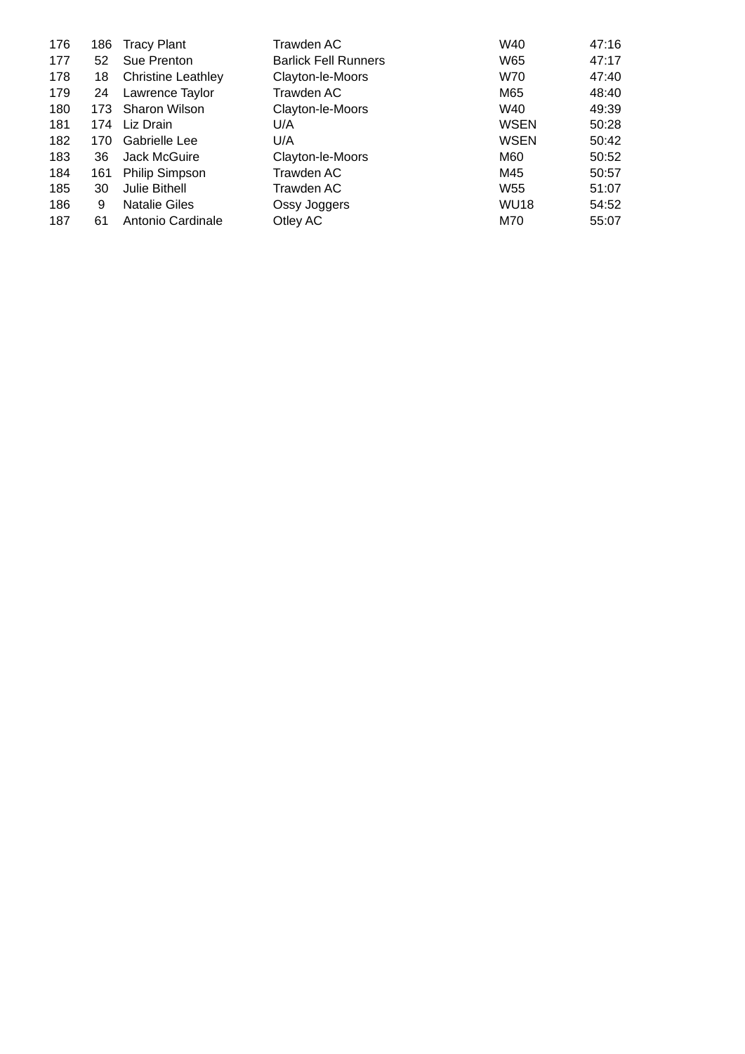| | | | | | |
|---|---|---|---|---|---|
| 176 | 186 | Tracy Plant | Trawden AC | W40 | 47:16 |
| 177 | 52 | Sue Prenton | Barlick Fell Runners | W65 | 47:17 |
| 178 | 18 | Christine Leathley | Clayton-le-Moors | W70 | 47:40 |
| 179 | 24 | Lawrence Taylor | Trawden AC | M65 | 48:40 |
| 180 | 173 | Sharon Wilson | Clayton-le-Moors | W40 | 49:39 |
| 181 | 174 | Liz Drain | U/A | WSEN | 50:28 |
| 182 | 170 | Gabrielle Lee | U/A | WSEN | 50:42 |
| 183 | 36 | Jack McGuire | Clayton-le-Moors | M60 | 50:52 |
| 184 | 161 | Philip Simpson | Trawden AC | M45 | 50:57 |
| 185 | 30 | Julie Bithell | Trawden AC | W55 | 51:07 |
| 186 | 9 | Natalie Giles | Ossy Joggers | WU18 | 54:52 |
| 187 | 61 | Antonio Cardinale | Otley AC | M70 | 55:07 |